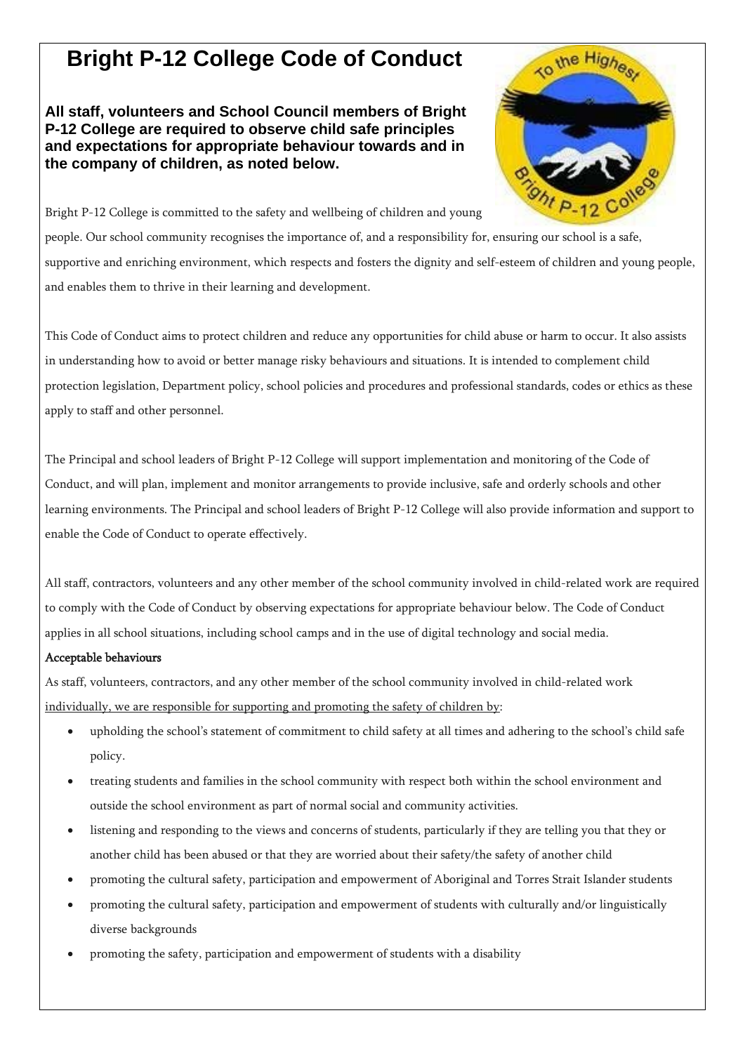# Bright P-12 College Code of Conduct

**All staff, volunteers and School Council members of Bright P-12 College are required to observe child safe principles and expectations for appropriate behaviour towards and in the company of children, as noted below.**

Bright P-12 College is committed to the safety and wellbeing of children and young people. Our school community recognises the importance of, and a responsibility for, ensuring our school is a safe, supportive and enriching environment, which respects and fosters the dignity and self-esteem of children and young people, and enables them to thrive in their learning and development.

This Code of Conduct aims to protect children and reduce any opportunities for child abuse or harm to occur. It also assists in understanding how to avoid or better manage risky behaviours and situations. It is intended to complement child protection legislation, Department policy, school policies and procedures and professional standards, codes or ethics as these apply to staff and other personnel.

The Principal and school leaders of Bright P-12 College will support implementation and monitoring of the Code of Conduct, and will plan, implement and monitor arrangements to provide inclusive, safe and orderly schools and other learning environments. The Principal and school leaders of Bright P-12 College will also provide information and support to enable the Code of Conduct to operate effectively.

All staff, contractors, volunteers and any other member of the school community involved in child-related work are required to comply with the Code of Conduct by observing expectations for appropriate behaviour below. The Code of Conduct applies in all school situations, including school camps and in the use of digital technology and social media.

**Acceptable behaviours**

As staff, volunteers, contractors, and any other member of the school community involved in child-related work individually, we are responsible for supporting and promoting the safety of children by:

- upholding the school's statement of commitment to child safety at all times and adhering to the school's child safe policy.
- treating students and families in the school community with respect both within the school environment and outside the school environment as part of normal social and community activities.
- listening and responding to the views and concerns of students, particularly if they are telling you that they or another child has been abused or that they are worried about their safety/the safety of another child
- promoting the cultural safety, participation and empowerment of Aboriginal and Torres Strait Islander students
- promoting the cultural safety, participation and empowerment of students with culturally and/or linguistically diverse backgrounds
- promoting the safety, participation and empowerment of students with a disability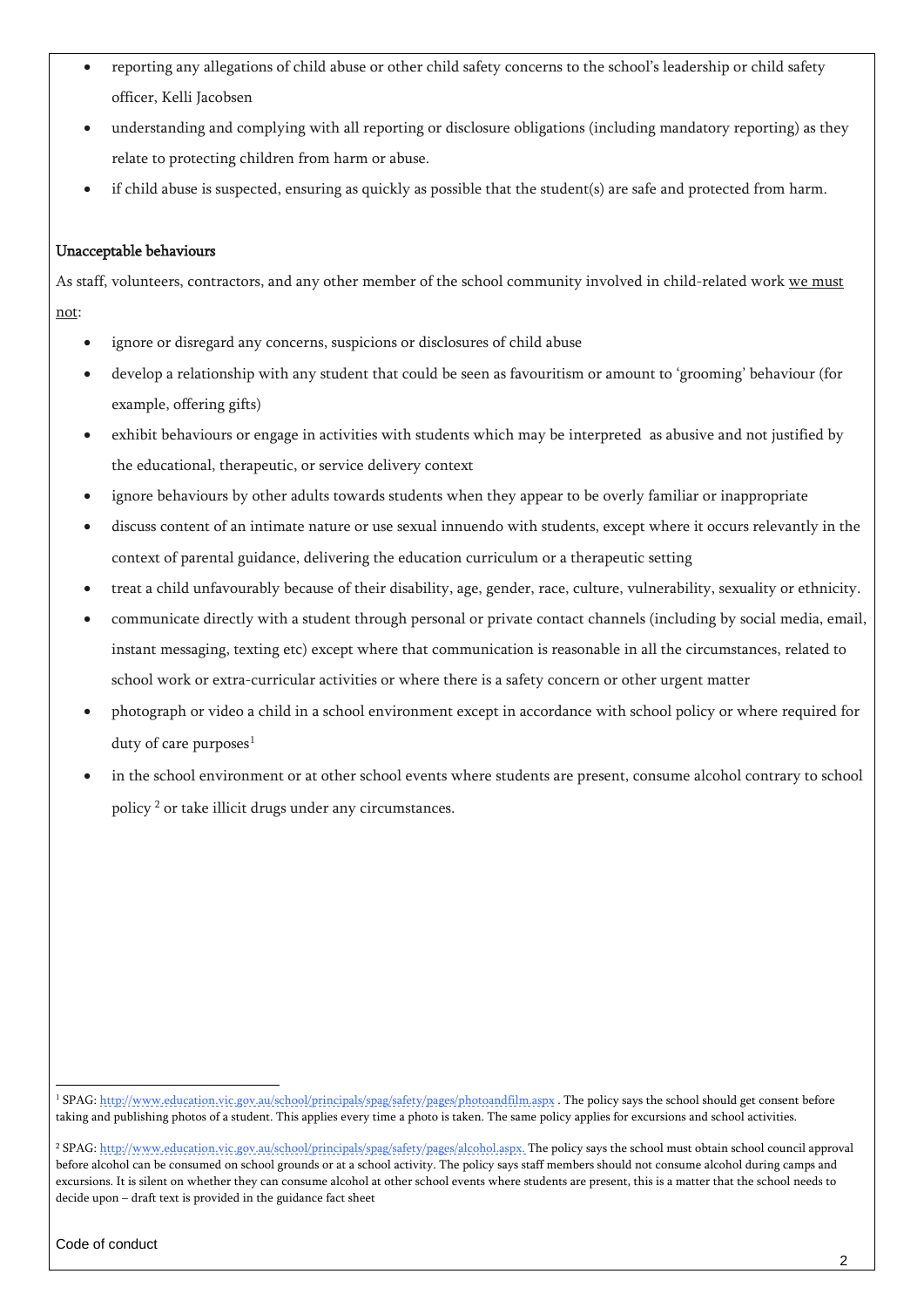- reporting any allegations of child abuse or other child safety concerns to the school's leadership or child safety officer, Kelli Jacobsen
- understanding and complying with all reporting or disclosure obligations (including mandatory reporting) as they relate to protecting children from harm or abuse.
- if child abuse is suspected, ensuring as quickly as possible that the student(s) are safe and protected from harm.

## Unacceptable behaviours

As staff, volunteers, contractors, and any other member of the school community involved in child-related work <u>we must not</u>:

- ignore or disregard any concerns, suspicions or disclosures of child abuse
- develop a relationship with any student that could be seen as favouritism or amount to 'grooming' behaviour (for example, offering gifts)
- exhibit behaviours or engage in activities with students which may be interpreted as abusive and not justified by the educational, therapeutic, or service delivery context
- ignore behaviours by other adults towards students when they appear to be overly familiar or inappropriate
- discuss content of an intimate nature or use sexual innuendo with students, except where it occurs relevantly in the context of parental guidance, delivering the education curriculum or a therapeutic setting
- treat a child unfavourably because of their disability, age, gender, race, culture, vulnerability, sexuality or ethnicity.
- communicate directly with a student through personal or private contact channels (including by social media, email, instant messaging, texting etc) except where that communication is reasonable in all the circumstances, related to school work or extra-curricular activities or where there is a safety concern or other urgent matter
- photograph or video a child in a school environment except in accordance with school policy or where required for duty of care purposes[1]
- in the school environment or at other school events where students are present, consume alcohol contrary to school policy [2] or take illicit drugs under any circumstances.

---

[1] SPAG: http://www.education.vic.gov.au/school/principals/spag/safety/pages/photoandfilm.aspx . The policy says the school should get consent before taking and publishing photos of a student. This applies every time a photo is taken. The same policy applies for excursions and school activities.

[2] SPAG: http://www.education.vic.gov.au/school/principals/spag/safety/pages/alcohol.aspx. The policy says the school must obtain school council approval before alcohol can be consumed on school grounds or at a school activity. The policy says staff members should not consume alcohol during camps and excursions. It is silent on whether they can consume alcohol at other school events where students are present, this is a matter that the school needs to decide upon – draft text is provided in the guidance fact sheet